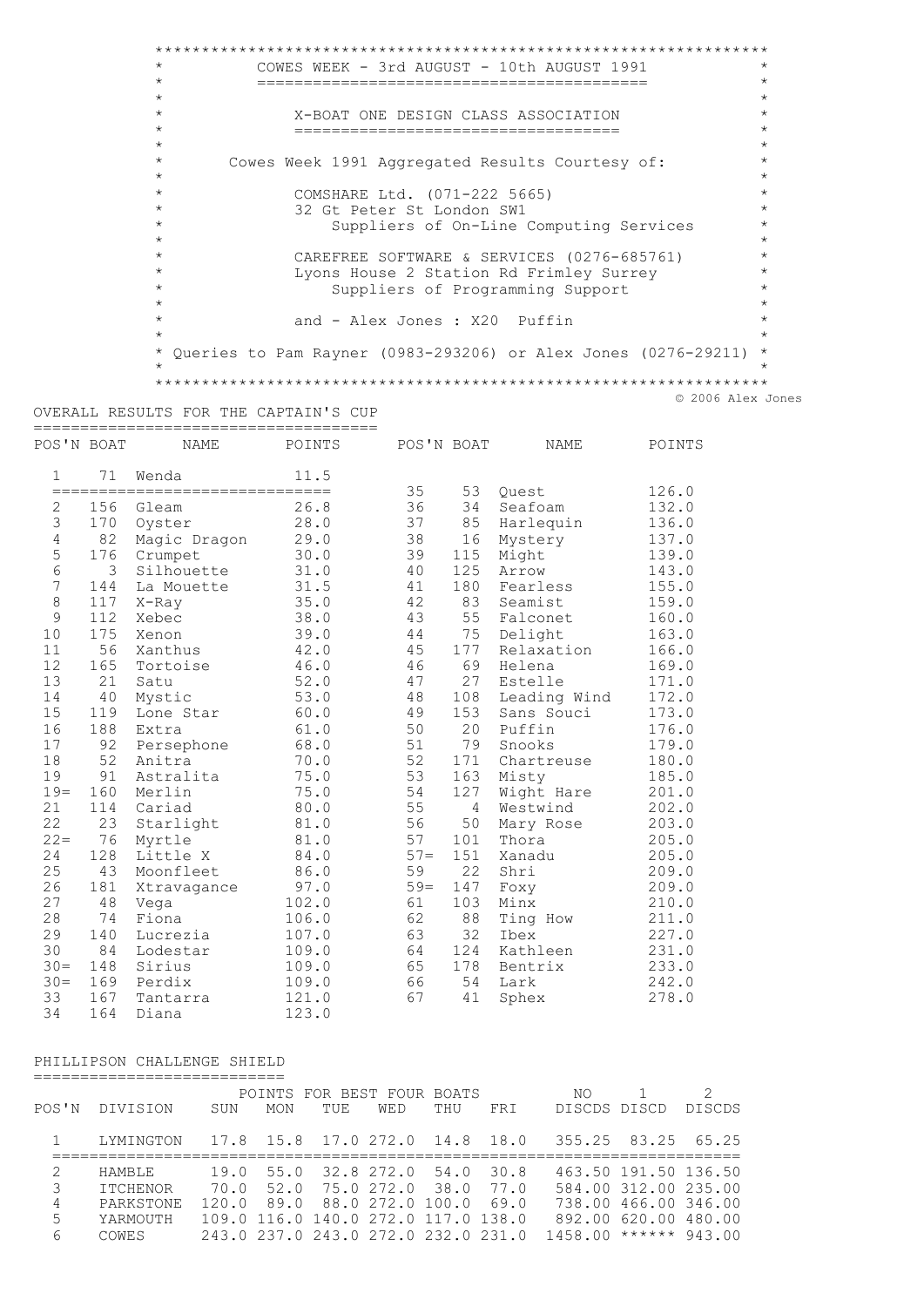# COWES WEEK - 3rd AUGUST - 10th AUGUST 1991

## X-BOAT ONE DESIGN CLASS ASSOCIATION

Cowes Week 1991 Aggregated Results Courtesy of:

COMSHARE Ltd. (071-222 5665)
32 Gt Peter St London SW1
Suppliers of On-Line Computing Services

CAREFREE SOFTWARE & SERVICES (0276-685761)
Lyons House 2 Station Rd Frimley Surrey
Suppliers of Programming Support

and - Alex Jones : X20 Puffin

Queries to Pam Rayner (0983-293206) or Alex Jones (0276-29211)

© 2006 Alex Jones

## OVERALL RESULTS FOR THE CAPTAIN'S CUP

| POS'N | BOAT | NAME | POINTS |
|---|---|---|---|
| 1 | 71 | Wenda | 11.5 |
| 2 | 156 | Gleam | 26.8 |
| 3 | 170 | Oyster | 28.0 |
| 4 | 82 | Magic Dragon | 29.0 |
| 5 | 176 | Crumpet | 30.0 |
| 6 | 3 | Silhouette | 31.0 |
| 7 | 144 | La Mouette | 31.5 |
| 8 | 117 | X-Ray | 35.0 |
| 9 | 112 | Xebec | 38.0 |
| 10 | 175 | Xenon | 39.0 |
| 11 | 56 | Xanthus | 42.0 |
| 12 | 165 | Tortoise | 46.0 |
| 13 | 21 | Satu | 52.0 |
| 14 | 40 | Mystic | 53.0 |
| 15 | 119 | Lone Star | 60.0 |
| 16 | 188 | Extra | 61.0 |
| 17 | 92 | Persephone | 68.0 |
| 18 | 52 | Anitra | 70.0 |
| 19 | 91 | Astralita | 75.0 |
| 19= | 160 | Merlin | 75.0 |
| 21 | 114 | Cariad | 80.0 |
| 22 | 23 | Starlight | 81.0 |
| 22= | 76 | Myrtle | 81.0 |
| 24 | 128 | Little X | 84.0 |
| 25 | 43 | Moonfleet | 86.0 |
| 26 | 181 | Xtravagance | 97.0 |
| 27 | 48 | Vega | 102.0 |
| 28 | 74 | Fiona | 106.0 |
| 29 | 140 | Lucrezia | 107.0 |
| 30 | 84 | Lodestar | 109.0 |
| 30= | 148 | Sirius | 109.0 |
| 30= | 169 | Perdix | 109.0 |
| 33 | 167 | Tantarra | 121.0 |
| 34 | 164 | Diana | 123.0 |
| 35 | 53 | Quest | 126.0 |
| 36 | 34 | Seafoam | 132.0 |
| 37 | 85 | Harlequin | 136.0 |
| 38 | 16 | Mystery | 137.0 |
| 39 | 115 | Might | 139.0 |
| 40 | 125 | Arrow | 143.0 |
| 41 | 180 | Fearless | 155.0 |
| 42 | 83 | Seamist | 159.0 |
| 43 | 55 | Falconet | 160.0 |
| 44 | 75 | Delight | 163.0 |
| 45 | 177 | Relaxation | 166.0 |
| 46 | 69 | Helena | 169.0 |
| 47 | 27 | Estelle | 171.0 |
| 48 | 108 | Leading Wind | 172.0 |
| 49 | 153 | Sans Souci | 173.0 |
| 50 | 20 | Puffin | 176.0 |
| 51 | 79 | Snooks | 179.0 |
| 52 | 171 | Chartreuse | 180.0 |
| 53 | 163 | Misty | 185.0 |
| 54 | 127 | Wight Hare | 201.0 |
| 55 | 4 | Westwind | 202.0 |
| 56 | 50 | Mary Rose | 203.0 |
| 57 | 101 | Thora | 205.0 |
| 57= | 151 | Xanadu | 205.0 |
| 59 | 22 | Shri | 209.0 |
| 59= | 147 | Foxy | 209.0 |
| 61 | 103 | Minx | 210.0 |
| 62 | 88 | Ting How | 211.0 |
| 63 | 32 | Ibex | 227.0 |
| 64 | 124 | Kathleen | 231.0 |
| 65 | 178 | Bentrix | 233.0 |
| 66 | 54 | Lark | 242.0 |
| 67 | 41 | Sphex | 278.0 |

## PHILLIPSON CHALLENGE SHIELD

| POS'N | DIVISION | SUN | MON | TUE | WED | THU | FRI | NO DISCDS | 1 DISCD | 2 DISCDS |
|---|---|---|---|---|---|---|---|---|---|---|
| | | POINTS FOR BEST FOUR BOATS | | | | | | | | |
| 1 | LYMINGTON | 17.8 | 15.8 | 17.0 | 272.0 | 14.8 | 18.0 | 355.25 | 83.25 | 65.25 |
| 2 | HAMBLE | 19.0 | 55.0 | 32.8 | 272.0 | 54.0 | 30.8 | 463.50 | 191.50 | 136.50 |
| 3 | ITCHENOR | 70.0 | 52.0 | 75.0 | 272.0 | 38.0 | 77.0 | 584.00 | 312.00 | 235.00 |
| 4 | PARKSTONE | 120.0 | 89.0 | 88.0 | 272.0 | 100.0 | 69.0 | 738.00 | 466.00 | 346.00 |
| 5 | YARMOUTH | 109.0 | 116.0 | 140.0 | 272.0 | 117.0 | 138.0 | 892.00 | 620.00 | 480.00 |
| 6 | COWES | 243.0 | 237.0 | 243.0 | 272.0 | 232.0 | 231.0 | 1458.00 | ****** | 943.00 |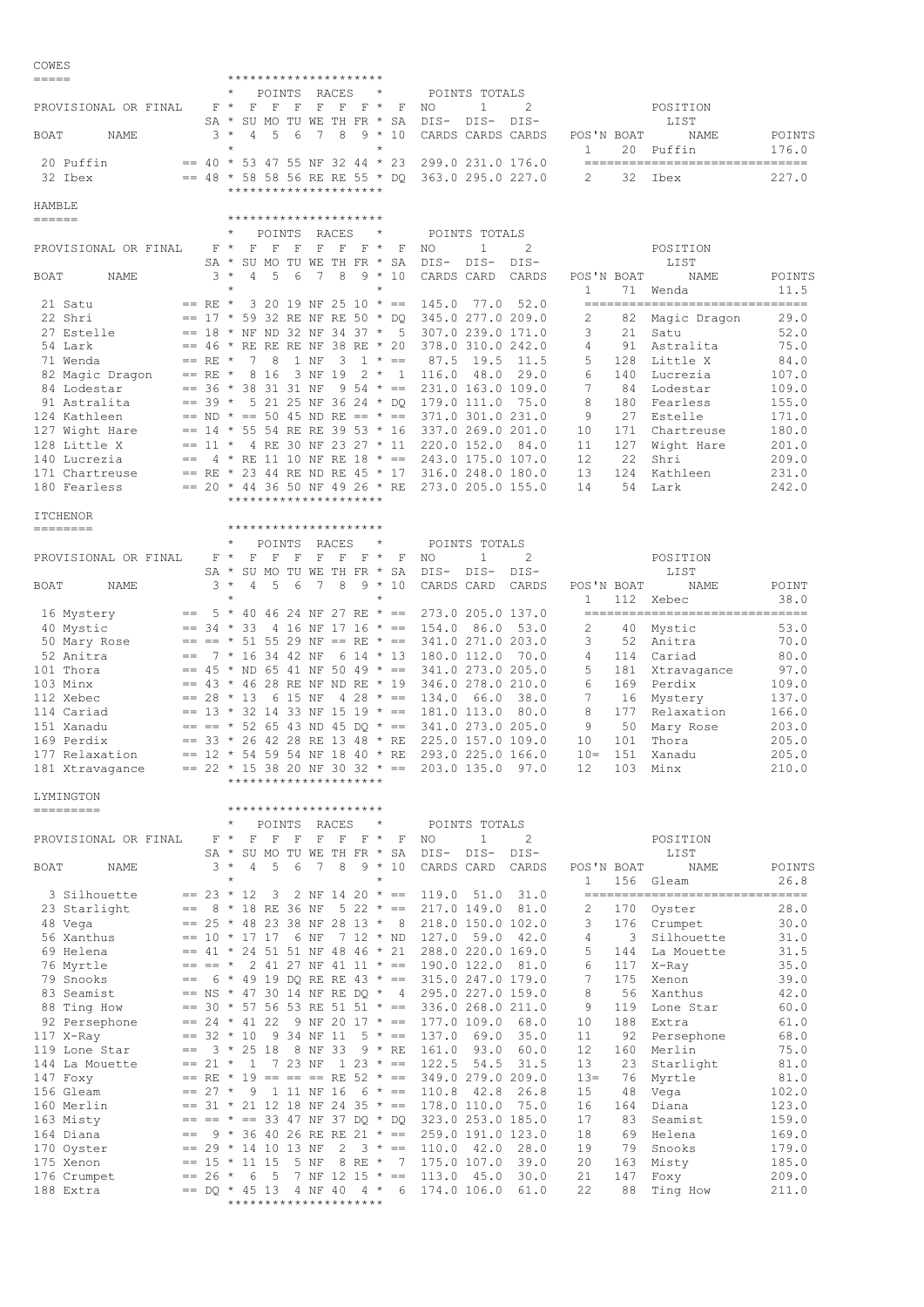## COWES

| Boat | Name | Provisional or Final | F SA 3 | F SU 4 | F MO 5 | F TU 6 | F WE 7 | F TH 8 | F FR 9 | F SA 10 | No Discards | 1 Discard | 2 Discards |
|---|---|---|---|---|---|---|---|---|---|---|---|---|---|
| 20 | Puffin | == | 40 | 53 | 47 | 55 | NF | 32 | 44 | 23 | 299.0 | 231.0 | 176.0 |
| 32 | Ibex | == | 48 | 58 | 58 | 56 | RE | RE | 55 | DQ | 363.0 | 295.0 | 227.0 |

| Pos'n | Boat | Name | Points |
|---|---|---|---|
| 1 | 20 | Puffin | 176.0 |
| 2 | 32 | Ibex | 227.0 |

## HAMBLE

| Boat | Name | Provisional or Final | F SA 3 | F SU 4 | F MO 5 | F TU 6 | F WE 7 | F TH 8 | F FR 9 | F SA 10 | No Discards | 1 Discard | 2 Discards |
|---|---|---|---|---|---|---|---|---|---|---|---|---|---|
| 21 | Satu | == | RE | 3 | 20 | 19 | NF | 25 | 10 | == | 145.0 | 77.0 | 52.0 |
| 22 | Shri | == | 17 | 59 | 32 | RE | NF | RE | 50 | DQ | 345.0 | 277.0 | 209.0 |
| 27 | Estelle | == | 18 | NF | ND | 32 | NF | 34 | 37 | 5 | 307.0 | 239.0 | 171.0 |
| 54 | Lark | == | 46 | RE | RE | RE | NF | 38 | RE | 20 | 378.0 | 310.0 | 242.0 |
| 71 | Wenda | == | RE | 7 | 8 | 1 | NF | 3 | 1 | == | 87.5 | 19.5 | 11.5 |
| 82 | Magic Dragon | == | RE | 8 | 16 | 3 | NF | 19 | 2 | 1 | 116.0 | 48.0 | 29.0 |
| 84 | Lodestar | == | 36 | 38 | 31 | 31 | NF | 9 | 54 | == | 231.0 | 163.0 | 109.0 |
| 91 | Astralita | == | 39 | 5 | 21 | 25 | NF | 36 | 24 | DQ | 179.0 | 111.0 | 75.0 |
| 124 | Kathleen | == | ND | == | 50 | 45 | ND | RE | == | == | 371.0 | 301.0 | 231.0 |
| 127 | Wight Hare | == | 14 | 55 | 54 | RE | RE | 39 | 53 | 16 | 337.0 | 269.0 | 201.0 |
| 128 | Little X | == | 11 | 4 | RE | 30 | NF | 23 | 27 | 11 | 220.0 | 152.0 | 84.0 |
| 140 | Lucrezia | == | 4 | RE | 11 | 10 | NF | RE | 18 | == | 243.0 | 175.0 | 107.0 |
| 171 | Chartreuse | == | RE | 23 | 44 | RE | ND | RE | 45 | 17 | 316.0 | 248.0 | 180.0 |
| 180 | Fearless | == | 20 | 44 | 36 | 50 | NF | 49 | 26 | RE | 273.0 | 205.0 | 155.0 |

| Pos'n | Boat | Name | Points |
|---|---|---|---|
| 1 | 71 | Wenda | 11.5 |
| 2 | 82 | Magic Dragon | 29.0 |
| 3 | 21 | Satu | 52.0 |
| 4 | 91 | Astralita | 75.0 |
| 5 | 128 | Little X | 84.0 |
| 6 | 140 | Lucrezia | 107.0 |
| 7 | 84 | Lodestar | 109.0 |
| 8 | 180 | Fearless | 155.0 |
| 9 | 27 | Estelle | 171.0 |
| 10 | 171 | Chartreuse | 180.0 |
| 11 | 127 | Wight Hare | 201.0 |
| 12 | 22 | Shri | 209.0 |
| 13 | 124 | Kathleen | 231.0 |
| 14 | 54 | Lark | 242.0 |

## ITCHENOR

| Boat | Name | Provisional or Final | F SA 3 | F SU 4 | F MO 5 | F TU 6 | F WE 7 | F TH 8 | F FR 9 | F SA 10 | No Discards | 1 Discard | 2 Discards |
|---|---|---|---|---|---|---|---|---|---|---|---|---|---|
| 16 | Mystery | == | 5 | 40 | 46 | 24 | NF | 27 | RE | == | 273.0 | 205.0 | 137.0 |
| 40 | Mystic | == | 34 | 33 | 4 | 16 | NF | 17 | 16 | == | 154.0 | 86.0 | 53.0 |
| 50 | Mary Rose | == | == | 51 | 55 | 29 | NF | == | RE | == | 341.0 | 271.0 | 203.0 |
| 52 | Anitra | == | 7 | 16 | 34 | 42 | NF | 6 | 14 | 13 | 180.0 | 112.0 | 70.0 |
| 101 | Thora | == | 45 | ND | 65 | 41 | NF | 50 | 49 | == | 341.0 | 273.0 | 205.0 |
| 103 | Minx | == | 43 | 46 | 28 | RE | NF | ND | RE | 19 | 346.0 | 278.0 | 210.0 |
| 112 | Xebec | == | 28 | 13 | 6 | 15 | NF | 4 | 28 | == | 134.0 | 66.0 | 38.0 |
| 114 | Cariad | == | 13 | 32 | 14 | 33 | NF | 15 | 19 | == | 181.0 | 113.0 | 80.0 |
| 151 | Xanadu | == | == | 52 | 65 | 43 | ND | 45 | DQ | == | 341.0 | 273.0 | 205.0 |
| 169 | Perdix | == | 33 | 26 | 42 | 28 | RE | 13 | 48 | RE | 225.0 | 157.0 | 109.0 |
| 177 | Relaxation | == | 12 | 54 | 59 | 54 | NF | 18 | 40 | RE | 293.0 | 225.0 | 166.0 |
| 181 | Xtravagance | == | 22 | 15 | 38 | 20 | NF | 30 | 32 | == | 203.0 | 135.0 | 97.0 |

| Pos'n | Boat | Name | Point |
|---|---|---|---|
| 1 | 112 | Xebec | 38.0 |
| 2 | 40 | Mystic | 53.0 |
| 3 | 52 | Anitra | 70.0 |
| 4 | 114 | Cariad | 80.0 |
| 5 | 181 | Xtravagance | 97.0 |
| 6 | 169 | Perdix | 109.0 |
| 7 | 16 | Mystery | 137.0 |
| 8 | 177 | Relaxation | 166.0 |
| 9 | 50 | Mary Rose | 203.0 |
| 10 | 101 | Thora | 205.0 |
| 10= | 151 | Xanadu | 205.0 |
| 12 | 103 | Minx | 210.0 |

## LYMINGTON

| Boat | Name | Provisional or Final | F SA 3 | F SU 4 | F MO 5 | F TU 6 | F WE 7 | F TH 8 | F FR 9 | F SA 10 | No Discards | 1 Discard | 2 Discards |
|---|---|---|---|---|---|---|---|---|---|---|---|---|---|
| 3 | Silhouette | == | 23 | 12 | 3 | 2 | NF | 14 | 20 | == | 119.0 | 51.0 | 31.0 |
| 23 | Starlight | == | 8 | 18 | RE | 36 | NF | 5 | 22 | == | 217.0 | 149.0 | 81.0 |
| 48 | Vega | == | 25 | 48 | 23 | 38 | NF | 28 | 13 | 8 | 218.0 | 150.0 | 102.0 |
| 56 | Xanthus | == | 10 | 17 | 17 | 6 | NF | 7 | 12 | ND | 127.0 | 59.0 | 42.0 |
| 69 | Helena | == | 41 | 24 | 51 | 51 | NF | 48 | 46 | 21 | 288.0 | 220.0 | 169.0 |
| 76 | Myrtle | == | == | 2 | 41 | 27 | NF | 41 | 11 | == | 190.0 | 122.0 | 81.0 |
| 79 | Snooks | == | 6 | 49 | 19 | DQ | RE | RE | 43 | == | 315.0 | 247.0 | 179.0 |
| 83 | Seamist | == | NS | 47 | 30 | 14 | NF | RE | DQ | 4 | 295.0 | 227.0 | 159.0 |
| 88 | Ting How | == | 30 | 57 | 56 | 53 | RE | 51 | 51 | == | 336.0 | 268.0 | 211.0 |
| 92 | Persephone | == | 24 | 41 | 22 | 9 | NF | 20 | 17 | == | 177.0 | 109.0 | 68.0 |
| 117 | X-Ray | == | 32 | 10 | 9 | 34 | NF | 11 | 5 | == | 137.0 | 69.0 | 35.0 |
| 119 | Lone Star | == | 3 | 25 | 18 | 8 | NF | 33 | 9 | RE | 161.0 | 93.0 | 60.0 |
| 144 | La Mouette | == | 21 | 1 | 7 | 23 | NF | 1 | 23 | == | 122.5 | 54.5 | 31.5 |
| 147 | Foxy | == | RE | 19 | == | == | == | RE | 52 | == | 349.0 | 279.0 | 209.0 |
| 156 | Gleam | == | 27 | 9 | 1 | 11 | NF | 16 | 6 | == | 110.8 | 42.8 | 26.8 |
| 160 | Merlin | == | 31 | 21 | 12 | 18 | NF | 24 | 35 | == | 178.0 | 110.0 | 75.0 |
| 163 | Misty | == | == | == | 33 | 47 | NF | 37 | DQ | DQ | 323.0 | 253.0 | 185.0 |
| 164 | Diana | == | 9 | 36 | 40 | 26 | RE | RE | 21 | == | 259.0 | 191.0 | 123.0 |
| 170 | Oyster | == | 29 | 14 | 10 | 13 | NF | 2 | 3 | == | 110.0 | 42.0 | 28.0 |
| 175 | Xenon | == | 15 | 11 | 15 | 5 | NF | 8 | RE | 7 | 175.0 | 107.0 | 39.0 |
| 176 | Crumpet | == | 26 | 6 | 5 | 7 | NF | 12 | 15 | == | 113.0 | 45.0 | 30.0 |
| 188 | Extra | == | DQ | 45 | 13 | 4 | NF | 40 | 4 | 6 | 174.0 | 106.0 | 61.0 |

| Pos'n | Boat | Name | Points |
|---|---|---|---|
| 1 | 156 | Gleam | 26.8 |
| 2 | 170 | Oyster | 28.0 |
| 3 | 176 | Crumpet | 30.0 |
| 4 | 3 | Silhouette | 31.0 |
| 5 | 144 | La Mouette | 31.5 |
| 6 | 117 | X-Ray | 35.0 |
| 7 | 175 | Xenon | 39.0 |
| 8 | 56 | Xanthus | 42.0 |
| 9 | 119 | Lone Star | 60.0 |
| 10 | 188 | Extra | 61.0 |
| 11 | 92 | Persephone | 68.0 |
| 12 | 160 | Merlin | 75.0 |
| 13 | 23 | Starlight | 81.0 |
| 13= | 76 | Myrtle | 81.0 |
| 15 | 48 | Vega | 102.0 |
| 16 | 164 | Diana | 123.0 |
| 17 | 83 | Seamist | 159.0 |
| 18 | 69 | Helena | 169.0 |
| 19 | 79 | Snooks | 179.0 |
| 20 | 163 | Misty | 185.0 |
| 21 | 147 | Foxy | 209.0 |
| 22 | 88 | Ting How | 211.0 |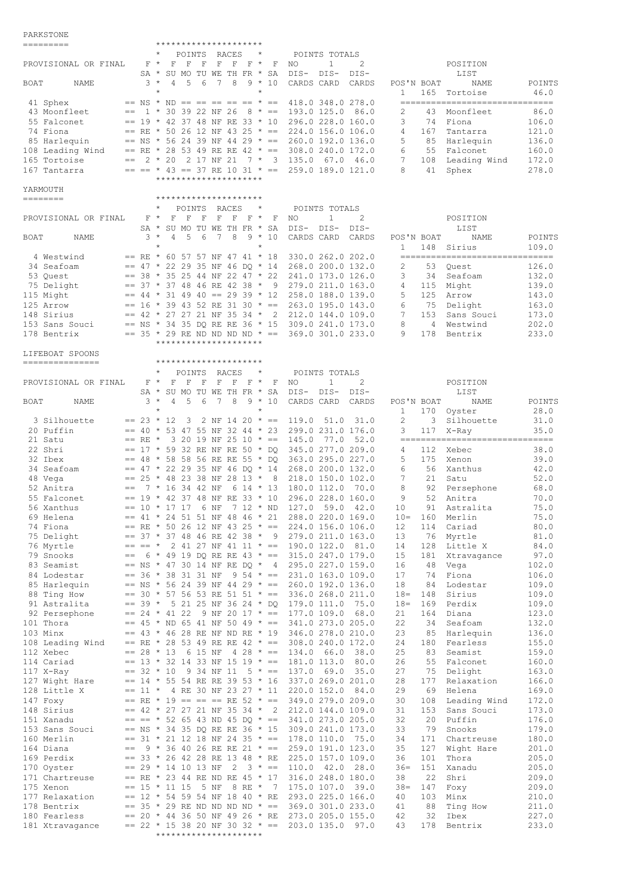## PARKSTONE

| BOAT | NAME | PROVISIONAL OR FINAL | F SA 3 | F SU 4 | F MO 5 | F TU 6 | F WE 7 | F TH 8 | F FR 9 | F SA 10 | POINTS TOTALS NO DIS-CARDS | POINTS TOTALS 1 DIS-CARD | POINTS TOTALS 2 DIS-CARDS |
|---|---|---|---|---|---|---|---|---|---|---|---|---|---|
| 41 | Sphex | == | NS | ND | == | == | == | == | == | == | 418.0 | 348.0 | 278.0 |
| 43 | Moonfleet | == | 1 | 30 | 39 | 22 | NF | 26 | 8 | == | 193.0 | 125.0 | 86.0 |
| 55 | Falconet | == | 19 | 42 | 37 | 48 | NF | RE | 33 | 10 | 296.0 | 228.0 | 160.0 |
| 74 | Fiona | == | RE | 50 | 26 | 12 | NF | 43 | 25 | == | 224.0 | 156.0 | 106.0 |
| 85 | Harlequin | == | NS | 56 | 24 | 39 | NF | 44 | 29 | == | 260.0 | 192.0 | 136.0 |
| 108 | Leading Wind | == | RE | 28 | 53 | 49 | RE | RE | 42 | == | 308.0 | 240.0 | 172.0 |
| 165 | Tortoise | == | 2 | 20 | 2 | 17 | NF | 21 | 7 | 3 | 135.0 | 67.0 | 46.0 |
| 167 | Tantarra | == | == | 43 | == | 37 | RE | 10 | 31 | == | 259.0 | 189.0 | 121.0 |

**POSITION LIST**

| POS'N | BOAT | NAME | POINTS |
|---|---|---|---|
| 1 | 165 | Tortoise | 46.0 |
| 2 | 43 | Moonfleet | 86.0 |
| 3 | 74 | Fiona | 106.0 |
| 4 | 167 | Tantarra | 121.0 |
| 5 | 85 | Harlequin | 136.0 |
| 6 | 55 | Falconet | 160.0 |
| 7 | 108 | Leading Wind | 172.0 |
| 8 | 41 | Sphex | 278.0 |

## YARMOUTH

| BOAT | NAME | PROVISIONAL OR FINAL | F SA 3 | F SU 4 | F MO 5 | F TU 6 | F WE 7 | F TH 8 | F FR 9 | F SA 10 | POINTS TOTALS NO DIS-CARDS | POINTS TOTALS 1 DIS-CARD | POINTS TOTALS 2 DIS-CARDS |
|---|---|---|---|---|---|---|---|---|---|---|---|---|---|
| 4 | Westwind | == | RE | 60 | 57 | 57 | NF | 47 | 41 | 18 | 330.0 | 262.0 | 202.0 |
| 34 | Seafoam | == | 47 | 22 | 29 | 35 | NF | 46 | DQ | 14 | 268.0 | 200.0 | 132.0 |
| 53 | Quest | == | 38 | 35 | 25 | 44 | NF | 22 | 47 | 22 | 241.0 | 173.0 | 126.0 |
| 75 | Delight | == | 37 | 37 | 48 | 46 | RE | 42 | 38 | 9 | 279.0 | 211.0 | 163.0 |
| 115 | Might | == | 44 | 31 | 49 | 40 | == | 29 | 39 | 12 | 258.0 | 188.0 | 139.0 |
| 125 | Arrow | == | 16 | 39 | 43 | 52 | RE | 31 | 30 | == | 263.0 | 195.0 | 143.0 |
| 148 | Sirius | == | 42 | 27 | 27 | 21 | NF | 35 | 34 | 2 | 212.0 | 144.0 | 109.0 |
| 153 | Sans Souci | == | NS | 34 | 35 | DQ | RE | RE | 36 | 15 | 309.0 | 241.0 | 173.0 |
| 178 | Bentrix | == | 35 | 29 | RE | ND | ND | ND | ND | == | 369.0 | 301.0 | 233.0 |

**POSITION LIST**

| POS'N | BOAT | NAME | POINTS |
|---|---|---|---|
| 1 | 148 | Sirius | 109.0 |
| 2 | 53 | Quest | 126.0 |
| 3 | 34 | Seafoam | 132.0 |
| 4 | 115 | Might | 139.0 |
| 5 | 125 | Arrow | 143.0 |
| 6 | 75 | Delight | 163.0 |
| 7 | 153 | Sans Souci | 173.0 |
| 8 | 4 | Westwind | 202.0 |
| 9 | 178 | Bentrix | 233.0 |

## LIFEBOAT SPOONS

| BOAT | NAME | PROVISIONAL OR FINAL | F SA 3 | F SU 4 | F MO 5 | F TU 6 | F WE 7 | F TH 8 | F FR 9 | F SA 10 | POINTS TOTALS NO DIS-CARDS | POINTS TOTALS 1 DIS-CARD | POINTS TOTALS 2 DIS-CARDS |
|---|---|---|---|---|---|---|---|---|---|---|---|---|---|
| 3 | Silhouette | == | 23 | 12 | 3 | 2 | NF | 14 | 20 | == | 119.0 | 51.0 | 31.0 |
| 20 | Puffin | == | 40 | 53 | 47 | 55 | NF | 32 | 44 | 23 | 299.0 | 231.0 | 176.0 |
| 21 | Satu | == | RE | 3 | 20 | 19 | NF | 25 | 10 | == | 145.0 | 77.0 | 52.0 |
| 22 | Shri | == | 17 | 59 | 32 | RE | NF | RE | 50 | DQ | 345.0 | 277.0 | 209.0 |
| 32 | Ibex | == | 48 | 58 | 58 | 56 | RE | RE | 55 | DQ | 363.0 | 295.0 | 227.0 |
| 34 | Seafoam | == | 47 | 22 | 29 | 35 | NF | 46 | DQ | 14 | 268.0 | 200.0 | 132.0 |
| 48 | Vega | == | 25 | 48 | 23 | 38 | NF | 28 | 13 | 8 | 218.0 | 150.0 | 102.0 |
| 52 | Anitra | == | 7 | 16 | 34 | 42 | NF | 6 | 14 | 13 | 180.0 | 112.0 | 70.0 |
| 55 | Falconet | == | 19 | 42 | 37 | 48 | NF | RE | 33 | 10 | 296.0 | 228.0 | 160.0 |
| 56 | Xanthus | == | 10 | 17 | 17 | 6 | NF | 7 | 12 | ND | 127.0 | 59.0 | 42.0 |
| 69 | Helena | == | 41 | 24 | 51 | 51 | NF | 48 | 46 | 21 | 288.0 | 220.0 | 169.0 |
| 74 | Fiona | == | RE | 50 | 26 | 12 | NF | 43 | 25 | == | 224.0 | 156.0 | 106.0 |
| 75 | Delight | == | 37 | 37 | 48 | 46 | RE | 42 | 38 | 9 | 279.0 | 211.0 | 163.0 |
| 76 | Myrtle | == | == | 2 | 41 | 27 | NF | 41 | 11 | == | 190.0 | 122.0 | 81.0 |
| 79 | Snooks | == | 6 | 49 | 19 | DQ | RE | RE | 43 | == | 315.0 | 247.0 | 179.0 |
| 83 | Seamist | == | NS | 47 | 30 | 14 | NF | RE | DQ | 4 | 295.0 | 227.0 | 159.0 |
| 84 | Lodestar | == | 36 | 38 | 31 | 31 | NF | 9 | 54 | == | 231.0 | 163.0 | 109.0 |
| 85 | Harlequin | == | NS | 56 | 24 | 39 | NF | 44 | 29 | == | 260.0 | 192.0 | 136.0 |
| 88 | Ting How | == | 30 | 57 | 56 | 53 | RE | 51 | 51 | == | 336.0 | 268.0 | 211.0 |
| 91 | Astralita | == | 39 | 5 | 21 | 25 | NF | 36 | 24 | DQ | 179.0 | 111.0 | 75.0 |
| 92 | Persephone | == | 24 | 41 | 22 | 9 | NF | 20 | 17 | == | 177.0 | 109.0 | 68.0 |
| 101 | Thora | == | 45 | ND | 65 | 41 | NF | 50 | 49 | == | 341.0 | 273.0 | 205.0 |
| 103 | Minx | == | 43 | 46 | 28 | RE | NF | ND | RE | 19 | 346.0 | 278.0 | 210.0 |
| 108 | Leading Wind | == | RE | 28 | 53 | 49 | RE | RE | 42 | == | 308.0 | 240.0 | 172.0 |
| 112 | Xebec | == | 28 | 13 | 6 | 15 | NF | 4 | 28 | == | 134.0 | 66.0 | 38.0 |
| 114 | Cariad | == | 13 | 32 | 14 | 33 | NF | 15 | 19 | == | 181.0 | 113.0 | 80.0 |
| 117 | X-Ray | == | 32 | 10 | 9 | 34 | NF | 11 | 5 | == | 137.0 | 69.0 | 35.0 |
| 127 | Wight Hare | == | 14 | 55 | 54 | RE | RE | 39 | 53 | 16 | 337.0 | 269.0 | 201.0 |
| 128 | Little X | == | 11 | 4 | RE | 30 | NF | 23 | 27 | 11 | 220.0 | 152.0 | 84.0 |
| 147 | Foxy | == | RE | 19 | == | == | == | RE | 52 | == | 349.0 | 279.0 | 209.0 |
| 148 | Sirius | == | 42 | 27 | 27 | 21 | NF | 35 | 34 | 2 | 212.0 | 144.0 | 109.0 |
| 151 | Xanadu | == | == | 52 | 65 | 43 | ND | 45 | DQ | == | 341.0 | 273.0 | 205.0 |
| 153 | Sans Souci | == | NS | 34 | 35 | DQ | RE | RE | 36 | 15 | 309.0 | 241.0 | 173.0 |
| 160 | Merlin | == | 31 | 21 | 12 | 18 | NF | 24 | 35 | == | 178.0 | 110.0 | 75.0 |
| 164 | Diana | == | 9 | 36 | 40 | 26 | RE | RE | 21 | == | 259.0 | 191.0 | 123.0 |
| 169 | Perdix | == | 33 | 26 | 42 | 28 | RE | 13 | 48 | RE | 225.0 | 157.0 | 109.0 |
| 170 | Oyster | == | 29 | 14 | 10 | 13 | NF | 2 | 3 | == | 110.0 | 42.0 | 28.0 |
| 171 | Chartreuse | == | RE | 23 | 44 | RE | ND | RE | 45 | 17 | 316.0 | 248.0 | 180.0 |
| 175 | Xenon | == | 15 | 11 | 15 | 5 | NF | 8 | RE | 7 | 175.0 | 107.0 | 39.0 |
| 177 | Relaxation | == | 12 | 54 | 59 | 54 | NF | 18 | 40 | RE | 293.0 | 225.0 | 166.0 |
| 178 | Bentrix | == | 35 | 29 | RE | ND | ND | ND | ND | == | 369.0 | 301.0 | 233.0 |
| 180 | Fearless | == | 20 | 44 | 36 | 50 | NF | 49 | 26 | RE | 273.0 | 205.0 | 155.0 |
| 181 | Xtravagance | == | 22 | 15 | 38 | 20 | NF | 30 | 32 | == | 203.0 | 135.0 | 97.0 |

**POSITION LIST**

| POS'N | BOAT | NAME | POINTS |
|---|---|---|---|
| 1 | 170 | Oyster | 28.0 |
| 2 | 3 | Silhouette | 31.0 |
| 3 | 117 | X-Ray | 35.0 |
| 4 | 112 | Xebec | 38.0 |
| 5 | 175 | Xenon | 39.0 |
| 6 | 56 | Xanthus | 42.0 |
| 7 | 21 | Satu | 52.0 |
| 8 | 92 | Persephone | 68.0 |
| 9 | 52 | Anitra | 70.0 |
| 10 | 91 | Astralita | 75.0 |
| 10= | 160 | Merlin | 75.0 |
| 12 | 114 | Cariad | 80.0 |
| 13 | 76 | Myrtle | 81.0 |
| 14 | 128 | Little X | 84.0 |
| 15 | 181 | Xtravagance | 97.0 |
| 16 | 48 | Vega | 102.0 |
| 17 | 74 | Fiona | 106.0 |
| 18 | 84 | Lodestar | 109.0 |
| 18= | 148 | Sirius | 109.0 |
| 18= | 169 | Perdix | 109.0 |
| 21 | 164 | Diana | 123.0 |
| 22 | 34 | Seafoam | 132.0 |
| 23 | 85 | Harlequin | 136.0 |
| 24 | 180 | Fearless | 155.0 |
| 25 | 83 | Seamist | 159.0 |
| 26 | 55 | Falconet | 160.0 |
| 27 | 75 | Delight | 163.0 |
| 28 | 177 | Relaxation | 166.0 |
| 29 | 69 | Helena | 169.0 |
| 30 | 108 | Leading Wind | 172.0 |
| 31 | 153 | Sans Souci | 173.0 |
| 32 | 20 | Puffin | 176.0 |
| 33 | 79 | Snooks | 179.0 |
| 34 | 171 | Chartreuse | 180.0 |
| 35 | 127 | Wight Hare | 201.0 |
| 36 | 101 | Thora | 205.0 |
| 36= | 151 | Xanadu | 205.0 |
| 38 | 22 | Shri | 209.0 |
| 38= | 147 | Foxy | 209.0 |
| 40 | 103 | Minx | 210.0 |
| 41 | 88 | Ting How | 211.0 |
| 42 | 32 | Ibex | 227.0 |
| 43 | 178 | Bentrix | 233.0 |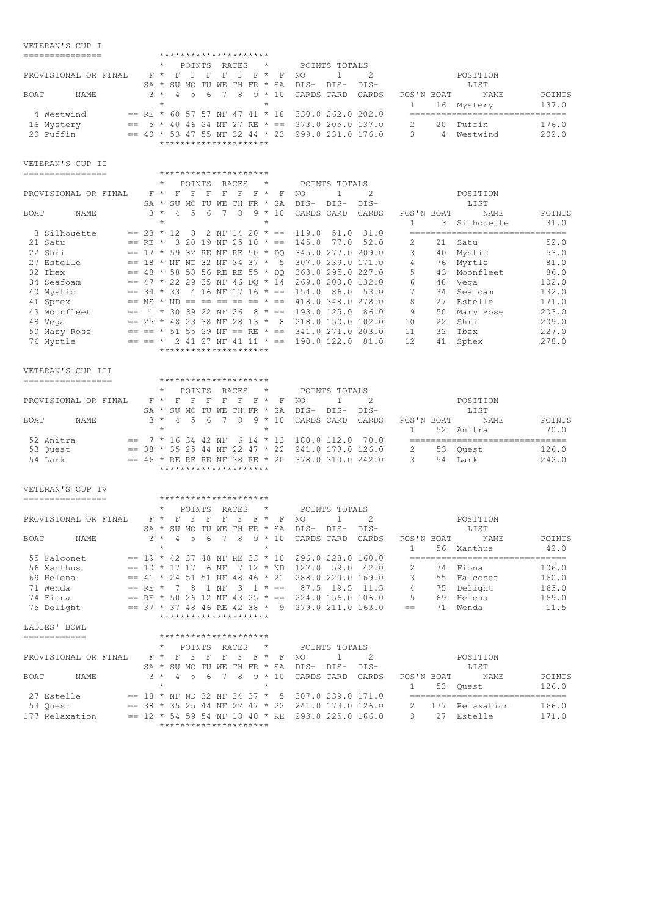## VETERAN'S CUP I

PROVISIONAL OR FINAL — POINTS RACES — POINTS TOTALS

| BOAT | NAME | | F SA 3 | F SU 4 | F MO 5 | F TU 6 | F WE 7 | F TH 8 | F FR 9 | SA 10 | DIS-CARDS | DIS-CARD | DIS-CARDS |
|---|---|---|---|---|---|---|---|---|---|---|---|---|---|
| 4 | Westwind | == | RE | 60 | 57 | 57 | NF | 47 | 41 | 18 | 330.0 | 262.0 | 202.0 |
| 16 | Mystery | == | 5 | 40 | 46 | 24 | NF | 27 | RE | == | 273.0 | 205.0 | 137.0 |
| 20 | Puffin | == | 40 | 53 | 47 | 55 | NF | 32 | 44 | 23 | 299.0 | 231.0 | 176.0 |

POSITION LIST

| POS'N | BOAT | NAME | POINTS |
|---|---|---|---|
| 1 | 16 | Mystery | 137.0 |
| 2 | 20 | Puffin | 176.0 |
| 3 | 4 | Westwind | 202.0 |

## VETERAN'S CUP II

PROVISIONAL OR FINAL — POINTS RACES — POINTS TOTALS

| BOAT | NAME | | F SA 3 | F SU 4 | F MO 5 | F TU 6 | F WE 7 | F TH 8 | F FR 9 | SA 10 | DIS-CARDS | DIS-CARD | DIS-CARDS |
|---|---|---|---|---|---|---|---|---|---|---|---|---|---|
| 3 | Silhouette | == | 23 | 12 | 3 | 2 | NF | 14 | 20 | == | 119.0 | 51.0 | 31.0 |
| 21 | Satu | == | RE | 3 | 20 | 19 | NF | 25 | 10 | == | 145.0 | 77.0 | 52.0 |
| 22 | Shri | == | 17 | 59 | 32 | RE | NF | RE | 50 | DQ | 345.0 | 277.0 | 209.0 |
| 27 | Estelle | == | 18 | NF | ND | 32 | NF | 34 | 37 | 5 | 307.0 | 239.0 | 171.0 |
| 32 | Ibex | == | 48 | 58 | 58 | 56 | RE | RE | 55 | DQ | 363.0 | 295.0 | 227.0 |
| 34 | Seafoam | == | 47 | 22 | 29 | 35 | NF | 46 | DQ | 14 | 269.0 | 200.0 | 132.0 |
| 40 | Mystic | == | 34 | 33 | 4 | 16 | NF | 17 | 16 | == | 154.0 | 86.0 | 53.0 |
| 41 | Sphex | == | NS | ND | == | == | == | == | == | == | 418.0 | 348.0 | 278.0 |
| 43 | Moonfleet | == | 1 | 30 | 39 | 22 | NF | 26 | 8 | == | 193.0 | 125.0 | 86.0 |
| 48 | Vega | == | 25 | 48 | 23 | 38 | NF | 28 | 13 | 8 | 218.0 | 150.0 | 102.0 |
| 50 | Mary Rose | == | == | 51 | 55 | 29 | NF | == | RE | == | 341.0 | 271.0 | 203.0 |
| 76 | Myrtle | == | == | 2 | 41 | 27 | NF | 41 | 11 | == | 190.0 | 122.0 | 81.0 |

POSITION LIST

| POS'N | BOAT | NAME | POINTS |
|---|---|---|---|
| 1 | 3 | Silhouette | 31.0 |
| 2 | 21 | Satu | 52.0 |
| 3 | 40 | Mystic | 53.0 |
| 4 | 76 | Myrtle | 81.0 |
| 5 | 43 | Moonfleet | 86.0 |
| 6 | 48 | Vega | 102.0 |
| 7 | 34 | Seafoam | 132.0 |
| 8 | 27 | Estelle | 171.0 |
| 9 | 50 | Mary Rose | 203.0 |
| 10 | 22 | Shri | 209.0 |
| 11 | 32 | Ibex | 227.0 |
| 12 | 41 | Sphex | 278.0 |

## VETERAN'S CUP III

PROVISIONAL OR FINAL — POINTS RACES — POINTS TOTALS

| BOAT | NAME | | F SA 3 | F SU 4 | F MO 5 | F TU 6 | F WE 7 | F TH 8 | F FR 9 | F SA 10 | NO DIS-CARDS | 1 DIS-CARD | 2 DIS-CARDS |
|---|---|---|---|---|---|---|---|---|---|---|---|---|---|
| 52 | Anitra | == | 7 | 16 | 34 | 42 | NF | 6 | 14 | 13 | 180.0 | 112.0 | 70.0 |
| 53 | Quest | == | 38 | 35 | 25 | 44 | NF | 22 | 47 | 22 | 241.0 | 173.0 | 126.0 |
| 54 | Lark | == | 46 | RE | RE | RE | NF | 38 | RE | 20 | 378.0 | 310.0 | 242.0 |

POSITION LIST

| POS'N | BOAT | NAME | POINTS |
|---|---|---|---|
| 1 | 52 | Anitra | 70.0 |
| 2 | 53 | Quest | 126.0 |
| 3 | 54 | Lark | 242.0 |

## VETERAN'S CUP IV

PROVISIONAL OR FINAL — POINTS RACES — POINTS TOTALS

| BOAT | NAME | | F SA 3 | F SU 4 | F MO 5 | F TU 6 | F WE 7 | F TH 8 | F FR 9 | F SA 10 | NO DIS-CARDS | 1 DIS-CARD | 2 DIS-CARDS |
|---|---|---|---|---|---|---|---|---|---|---|---|---|---|
| 55 | Falconet | == | 19 | 42 | 37 | 48 | NF | RE | 33 | 10 | 296.0 | 228.0 | 160.0 |
| 56 | Xanthus | == | 10 | 17 | 17 | 6 | NF | 7 | 12 | ND | 127.0 | 59.0 | 42.0 |
| 69 | Helena | == | 41 | 24 | 51 | 51 | NF | 48 | 46 | 21 | 288.0 | 220.0 | 169.0 |
| 71 | Wenda | == | RE | 7 | 8 | 1 | NF | 3 | 1 | == | 87.5 | 19.5 | 11.5 |
| 74 | Fiona | == | RE | 50 | 26 | 12 | NF | 43 | 25 | == | 224.0 | 156.0 | 106.0 |
| 75 | Delight | == | 37 | 37 | 48 | 46 | RE | 42 | 38 | 9 | 279.0 | 211.0 | 163.0 |

POSITION LIST

| POS'N | BOAT | NAME | POINTS |
|---|---|---|---|
| 1 | 56 | Xanthus | 42.0 |
| 2 | 74 | Fiona | 106.0 |
| 3 | 55 | Falconet | 160.0 |
| 4 | 75 | Delight | 163.0 |
| 5 | 69 | Helena | 169.0 |
| == | 71 | Wenda | 11.5 |

## LADIES' BOWL

PROVISIONAL OR FINAL — POINTS RACES — POINTS TOTALS

| BOAT | NAME | | F SA 3 | F SU 4 | F MO 5 | F TU 6 | F WE 7 | F TH 8 | F FR 9 | F SA 10 | NO DIS-CARDS | 1 DIS-CARD | 2 DIS-CARDS |
|---|---|---|---|---|---|---|---|---|---|---|---|---|---|
| 27 | Estelle | == | 18 | NF | ND | 32 | NF | 34 | 37 | 5 | 307.0 | 239.0 | 171.0 |
| 53 | Quest | == | 38 | 35 | 25 | 44 | NF | 22 | 47 | 22 | 241.0 | 173.0 | 126.0 |
| 177 | Relaxation | == | 12 | 54 | 59 | 54 | NF | 18 | 40 | RE | 293.0 | 225.0 | 166.0 |

POSITION LIST

| POS'N | BOAT | NAME | POINTS |
|---|---|---|---|
| 1 | 53 | Quest | 126.0 |
| 2 | 177 | Relaxation | 166.0 |
| 3 | 27 | Estelle | 171.0 |